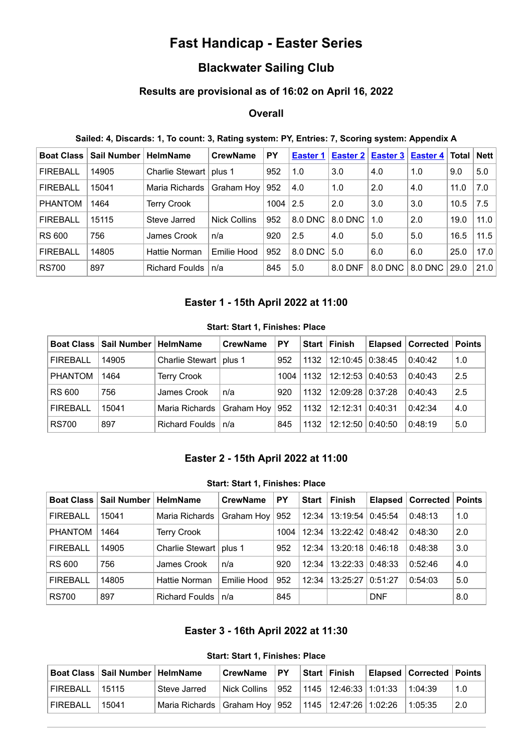# Fast Handicap - Easter Series

## Blackwater Sailing Club

### Results are provisional as of 16:02 on April 16, 2022

### Overall

**Sailed: 4, Discards: 1, To count: 3, Rating system: PY, Entries: 7, Scoring system: Appendix A**

| Boat Class | Sail Number | HelmName | CrewName | PY | Easter 1 | Easter 2 | Easter 3 | Easter 4 | Total | Nett |
|---|---|---|---|---|---|---|---|---|---|---|
| FIREBALL | 14905 | Charlie Stewart | plus 1 | 952 | 1.0 | 3.0 | 4.0 | 1.0 | 9.0 | 5.0 |
| FIREBALL | 15041 | Maria Richards | Graham Hoy | 952 | 4.0 | 1.0 | 2.0 | 4.0 | 11.0 | 7.0 |
| PHANTOM | 1464 | Terry Crook | | 1004 | 2.5 | 2.0 | 3.0 | 3.0 | 10.5 | 7.5 |
| FIREBALL | 15115 | Steve Jarred | Nick Collins | 952 | 8.0 DNC | 8.0 DNC | 1.0 | 2.0 | 19.0 | 11.0 |
| RS 600 | 756 | James Crook | n/a | 920 | 2.5 | 4.0 | 5.0 | 5.0 | 16.5 | 11.5 |
| FIREBALL | 14805 | Hattie Norman | Emilie Hood | 952 | 8.0 DNC | 5.0 | 6.0 | 6.0 | 25.0 | 17.0 |
| RS700 | 897 | Richard Foulds | n/a | 845 | 5.0 | 8.0 DNF | 8.0 DNC | 8.0 DNC | 29.0 | 21.0 |

### Easter 1 - 15th April 2022 at 11:00

**Start: Start 1, Finishes: Place**

| Boat Class | Sail Number | HelmName | CrewName | PY | Start | Finish | Elapsed | Corrected | Points |
|---|---|---|---|---|---|---|---|---|---|
| FIREBALL | 14905 | Charlie Stewart | plus 1 | 952 | 1132 | 12:10:45 | 0:38:45 | 0:40:42 | 1.0 |
| PHANTOM | 1464 | Terry Crook | | 1004 | 1132 | 12:12:53 | 0:40:53 | 0:40:43 | 2.5 |
| RS 600 | 756 | James Crook | n/a | 920 | 1132 | 12:09:28 | 0:37:28 | 0:40:43 | 2.5 |
| FIREBALL | 15041 | Maria Richards | Graham Hoy | 952 | 1132 | 12:12:31 | 0:40:31 | 0:42:34 | 4.0 |
| RS700 | 897 | Richard Foulds | n/a | 845 | 1132 | 12:12:50 | 0:40:50 | 0:48:19 | 5.0 |

### Easter 2 - 15th April 2022 at 11:00

**Start: Start 1, Finishes: Place**

| Boat Class | Sail Number | HelmName | CrewName | PY | Start | Finish | Elapsed | Corrected | Points |
|---|---|---|---|---|---|---|---|---|---|
| FIREBALL | 15041 | Maria Richards | Graham Hoy | 952 | 12:34 | 13:19:54 | 0:45:54 | 0:48:13 | 1.0 |
| PHANTOM | 1464 | Terry Crook | | 1004 | 12:34 | 13:22:42 | 0:48:42 | 0:48:30 | 2.0 |
| FIREBALL | 14905 | Charlie Stewart | plus 1 | 952 | 12:34 | 13:20:18 | 0:46:18 | 0:48:38 | 3.0 |
| RS 600 | 756 | James Crook | n/a | 920 | 12:34 | 13:22:33 | 0:48:33 | 0:52:46 | 4.0 |
| FIREBALL | 14805 | Hattie Norman | Emilie Hood | 952 | 12:34 | 13:25:27 | 0:51:27 | 0:54:03 | 5.0 |
| RS700 | 897 | Richard Foulds | n/a | 845 | | | DNF | | 8.0 |

### Easter 3 - 16th April 2022 at 11:30

**Start: Start 1, Finishes: Place**

| Boat Class | Sail Number | HelmName | CrewName | PY | Start | Finish | Elapsed | Corrected | Points |
|---|---|---|---|---|---|---|---|---|---|
| FIREBALL | 15115 | Steve Jarred | Nick Collins | 952 | 1145 | 12:46:33 | 1:01:33 | 1:04:39 | 1.0 |
| FIREBALL | 15041 | Maria Richards | Graham Hoy | 952 | 1145 | 12:47:26 | 1:02:26 | 1:05:35 | 2.0 |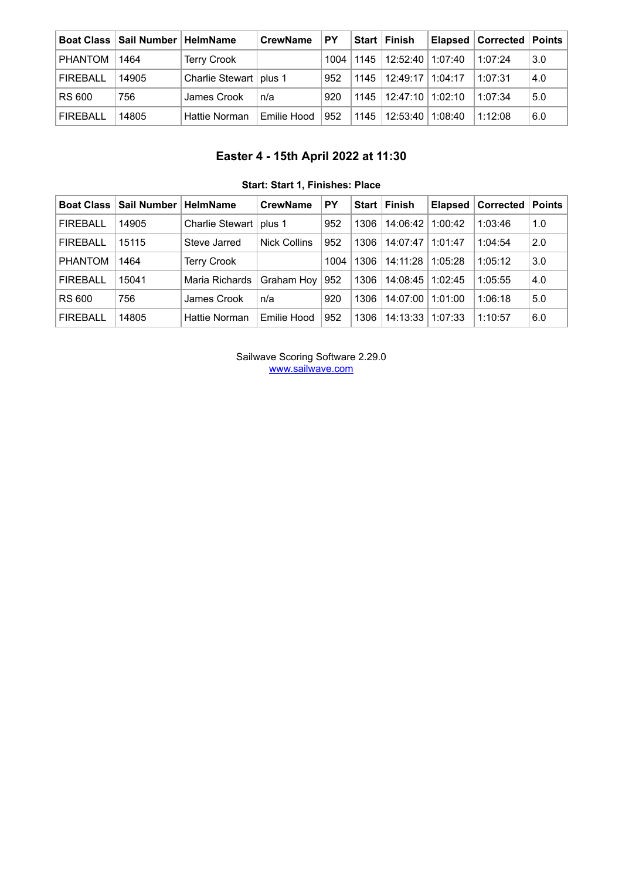| Boat Class | Sail Number | HelmName | CrewName | PY | Start | Finish | Elapsed | Corrected | Points |
|---|---|---|---|---|---|---|---|---|---|
| PHANTOM | 1464 | Terry Crook | | 1004 | 1145 | 12:52:40 | 1:07:40 | 1:07:24 | 3.0 |
| FIREBALL | 14905 | Charlie Stewart | plus 1 | 952 | 1145 | 12:49:17 | 1:04:17 | 1:07:31 | 4.0 |
| RS 600 | 756 | James Crook | n/a | 920 | 1145 | 12:47:10 | 1:02:10 | 1:07:34 | 5.0 |
| FIREBALL | 14805 | Hattie Norman | Emilie Hood | 952 | 1145 | 12:53:40 | 1:08:40 | 1:12:08 | 6.0 |

## Easter 4 - 15th April 2022 at 11:30

**Start: Start 1, Finishes: Place**

| Boat Class | Sail Number | HelmName | CrewName | PY | Start | Finish | Elapsed | Corrected | Points |
|---|---|---|---|---|---|---|---|---|---|
| FIREBALL | 14905 | Charlie Stewart | plus 1 | 952 | 1306 | 14:06:42 | 1:00:42 | 1:03:46 | 1.0 |
| FIREBALL | 15115 | Steve Jarred | Nick Collins | 952 | 1306 | 14:07:47 | 1:01:47 | 1:04:54 | 2.0 |
| PHANTOM | 1464 | Terry Crook | | 1004 | 1306 | 14:11:28 | 1:05:28 | 1:05:12 | 3.0 |
| FIREBALL | 15041 | Maria Richards | Graham Hoy | 952 | 1306 | 14:08:45 | 1:02:45 | 1:05:55 | 4.0 |
| RS 600 | 756 | James Crook | n/a | 920 | 1306 | 14:07:00 | 1:01:00 | 1:06:18 | 5.0 |
| FIREBALL | 14805 | Hattie Norman | Emilie Hood | 952 | 1306 | 14:13:33 | 1:07:33 | 1:10:57 | 6.0 |

Sailwave Scoring Software 2.29.0
www.sailwave.com